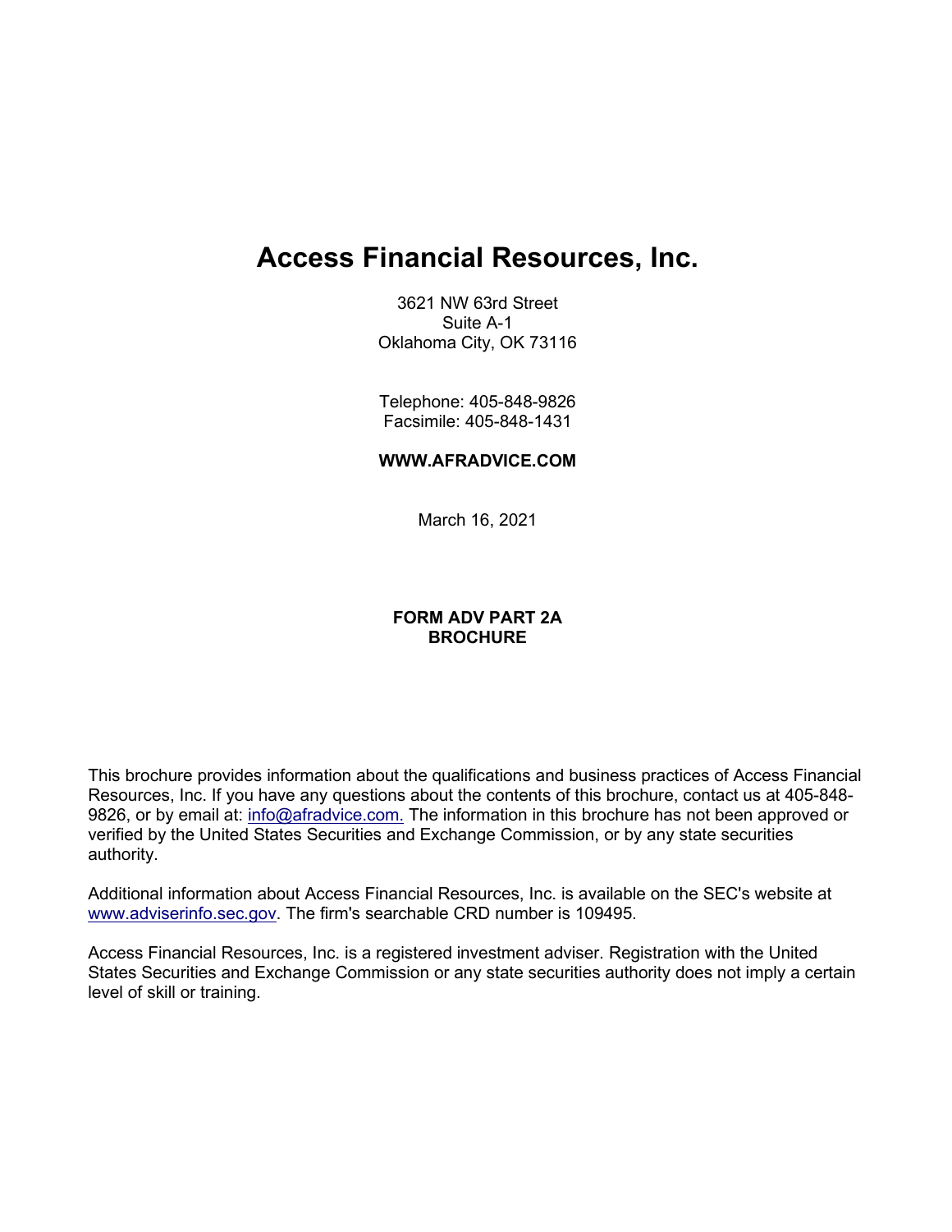# Access Financial Resources, Inc.

3621 NW 63rd Street
Suite A-1
Oklahoma City, OK 73116

Telephone: 405-848-9826
Facsimile: 405-848-1431

**WWW.AFRADVICE.COM**

March 16, 2021

**FORM ADV PART 2A**
**BROCHURE**

This brochure provides information about the qualifications and business practices of Access Financial Resources, Inc. If you have any questions about the contents of this brochure, contact us at 405-848-9826, or by email at: info@afradvice.com. The information in this brochure has not been approved or verified by the United States Securities and Exchange Commission, or by any state securities authority.

Additional information about Access Financial Resources, Inc. is available on the SEC's website at www.adviserinfo.sec.gov. The firm's searchable CRD number is 109495.

Access Financial Resources, Inc. is a registered investment adviser. Registration with the United States Securities and Exchange Commission or any state securities authority does not imply a certain level of skill or training.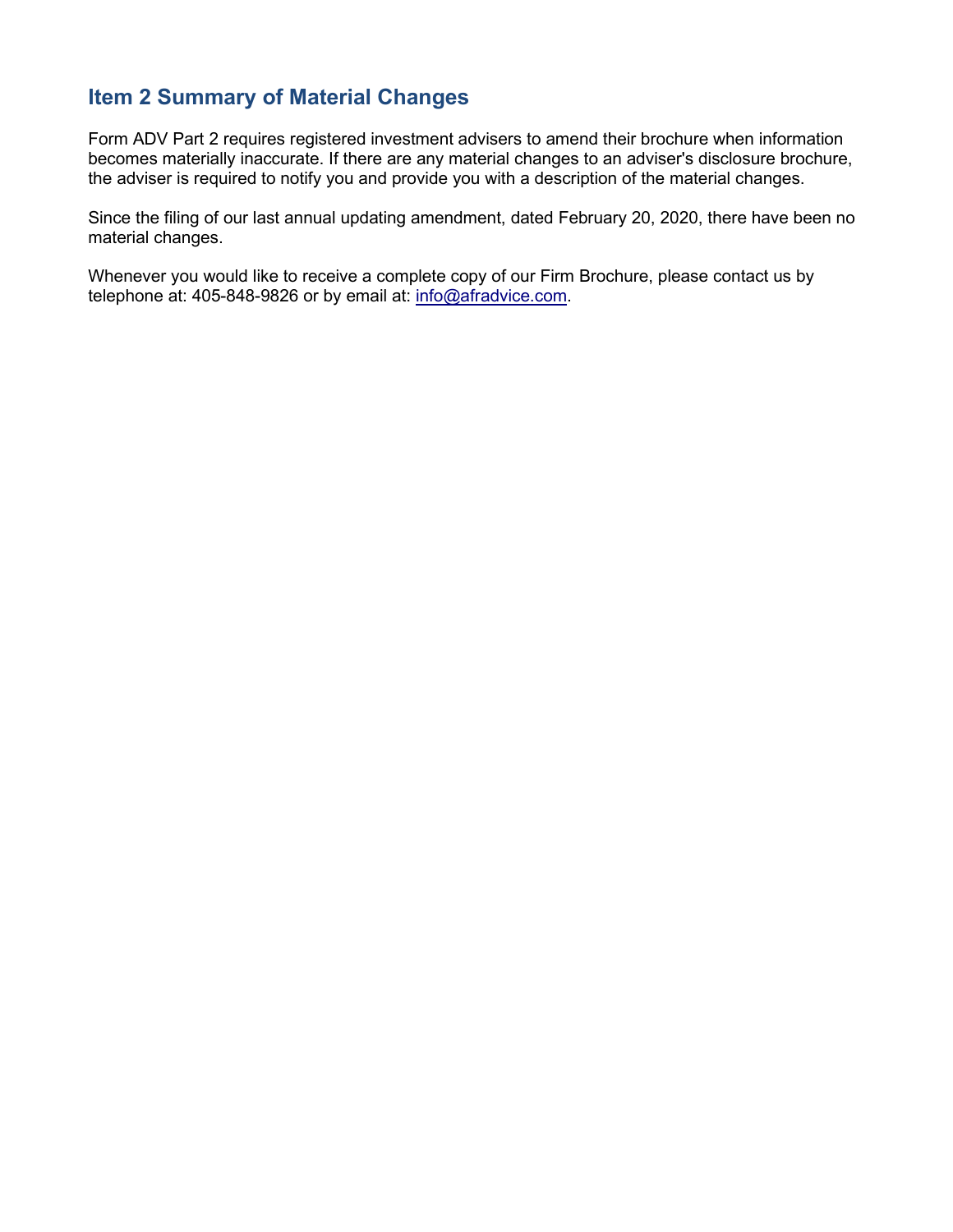## Item 2 Summary of Material Changes

Form ADV Part 2 requires registered investment advisers to amend their brochure when information becomes materially inaccurate. If there are any material changes to an adviser's disclosure brochure, the adviser is required to notify you and provide you with a description of the material changes.

Since the filing of our last annual updating amendment, dated February 20, 2020, there have been no material changes.

Whenever you would like to receive a complete copy of our Firm Brochure, please contact us by telephone at: 405-848-9826 or by email at: info@afradvice.com.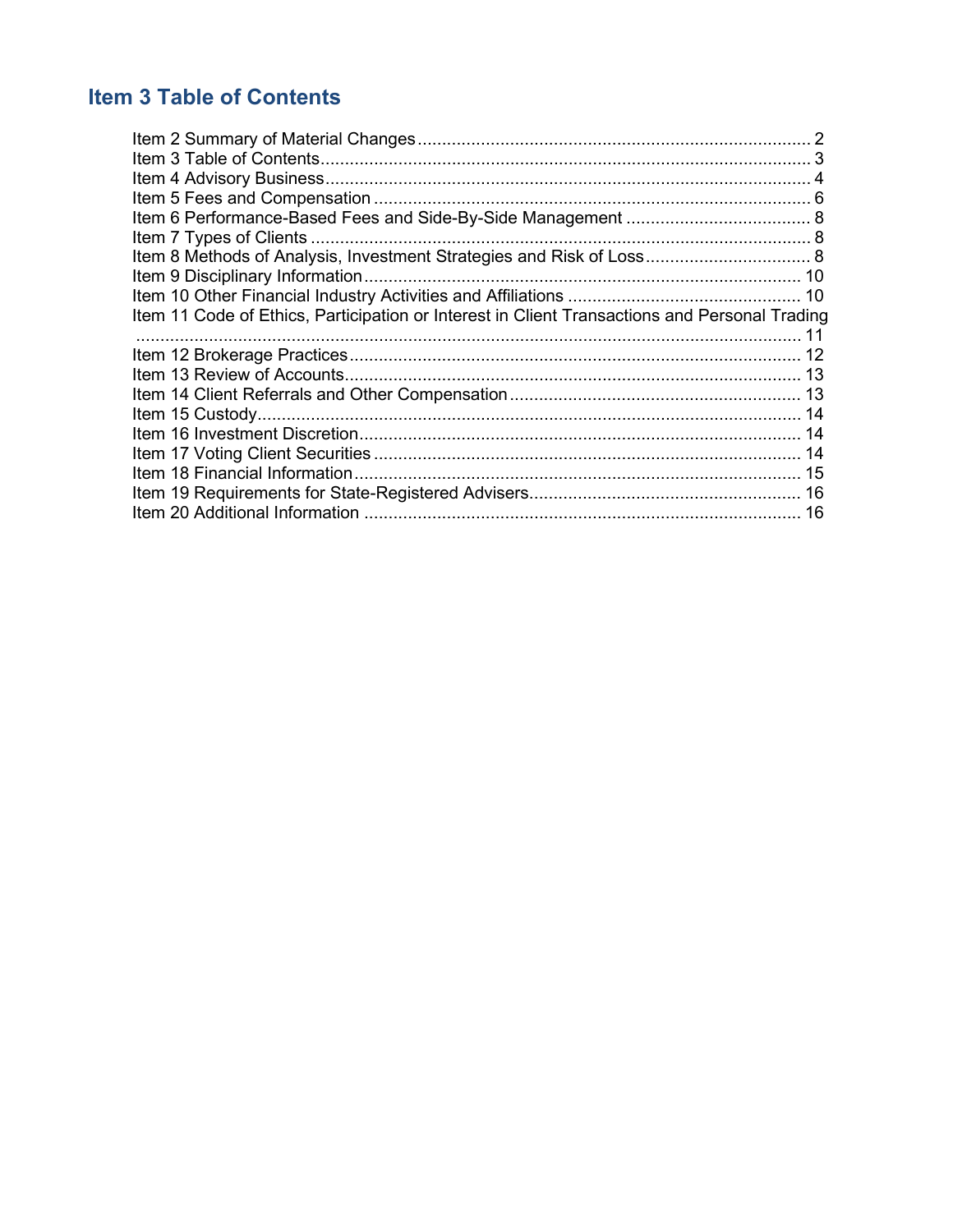# Item 3 Table of Contents

Item 2 Summary of Material Changes ... 2
Item 3 Table of Contents ... 3
Item 4 Advisory Business ... 4
Item 5 Fees and Compensation ... 6
Item 6 Performance-Based Fees and Side-By-Side Management ... 8
Item 7 Types of Clients ... 8
Item 8 Methods of Analysis, Investment Strategies and Risk of Loss ... 8
Item 9 Disciplinary Information ... 10
Item 10 Other Financial Industry Activities and Affiliations ... 10
Item 11 Code of Ethics, Participation or Interest in Client Transactions and Personal Trading ... 11
Item 12 Brokerage Practices ... 12
Item 13 Review of Accounts ... 13
Item 14 Client Referrals and Other Compensation ... 13
Item 15 Custody ... 14
Item 16 Investment Discretion ... 14
Item 17 Voting Client Securities ... 14
Item 18 Financial Information ... 15
Item 19 Requirements for State-Registered Advisers ... 16
Item 20 Additional Information ... 16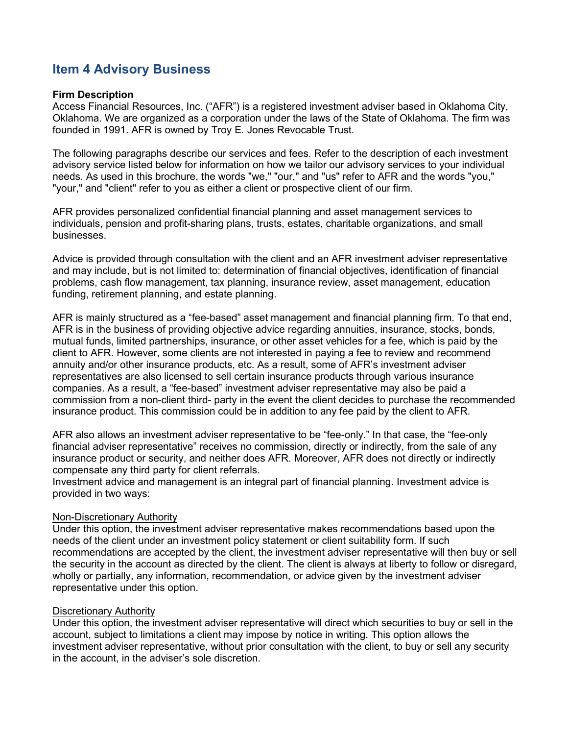## Item 4 Advisory Business

**Firm Description**
Access Financial Resources, Inc. ("AFR") is a registered investment adviser based in Oklahoma City, Oklahoma. We are organized as a corporation under the laws of the State of Oklahoma. The firm was founded in 1991. AFR is owned by Troy E. Jones Revocable Trust.

The following paragraphs describe our services and fees. Refer to the description of each investment advisory service listed below for information on how we tailor our advisory services to your individual needs. As used in this brochure, the words "we," "our," and "us" refer to AFR and the words "you," "your," and "client" refer to you as either a client or prospective client of our firm.

AFR provides personalized confidential financial planning and asset management services to individuals, pension and profit-sharing plans, trusts, estates, charitable organizations, and small businesses.

Advice is provided through consultation with the client and an AFR investment adviser representative and may include, but is not limited to: determination of financial objectives, identification of financial problems, cash flow management, tax planning, insurance review, asset management, education funding, retirement planning, and estate planning.

AFR is mainly structured as a "fee-based" asset management and financial planning firm. To that end, AFR is in the business of providing objective advice regarding annuities, insurance, stocks, bonds, mutual funds, limited partnerships, insurance, or other asset vehicles for a fee, which is paid by the client to AFR. However, some clients are not interested in paying a fee to review and recommend annuity and/or other insurance products, etc. As a result, some of AFR's investment adviser representatives are also licensed to sell certain insurance products through various insurance companies. As a result, a "fee-based" investment adviser representative may also be paid a commission from a non-client third- party in the event the client decides to purchase the recommended insurance product. This commission could be in addition to any fee paid by the client to AFR.

AFR also allows an investment adviser representative to be "fee-only." In that case, the "fee-only financial adviser representative" receives no commission, directly or indirectly, from the sale of any insurance product or security, and neither does AFR. Moreover, AFR does not directly or indirectly compensate any third party for client referrals.
Investment advice and management is an integral part of financial planning. Investment advice is provided in two ways:

<u>Non-Discretionary Authority</u>
Under this option, the investment adviser representative makes recommendations based upon the needs of the client under an investment policy statement or client suitability form. If such recommendations are accepted by the client, the investment adviser representative will then buy or sell the security in the account as directed by the client. The client is always at liberty to follow or disregard, wholly or partially, any information, recommendation, or advice given by the investment adviser representative under this option.

<u>Discretionary Authority</u>
Under this option, the investment adviser representative will direct which securities to buy or sell in the account, subject to limitations a client may impose by notice in writing. This option allows the investment adviser representative, without prior consultation with the client, to buy or sell any security in the account, in the adviser's sole discretion.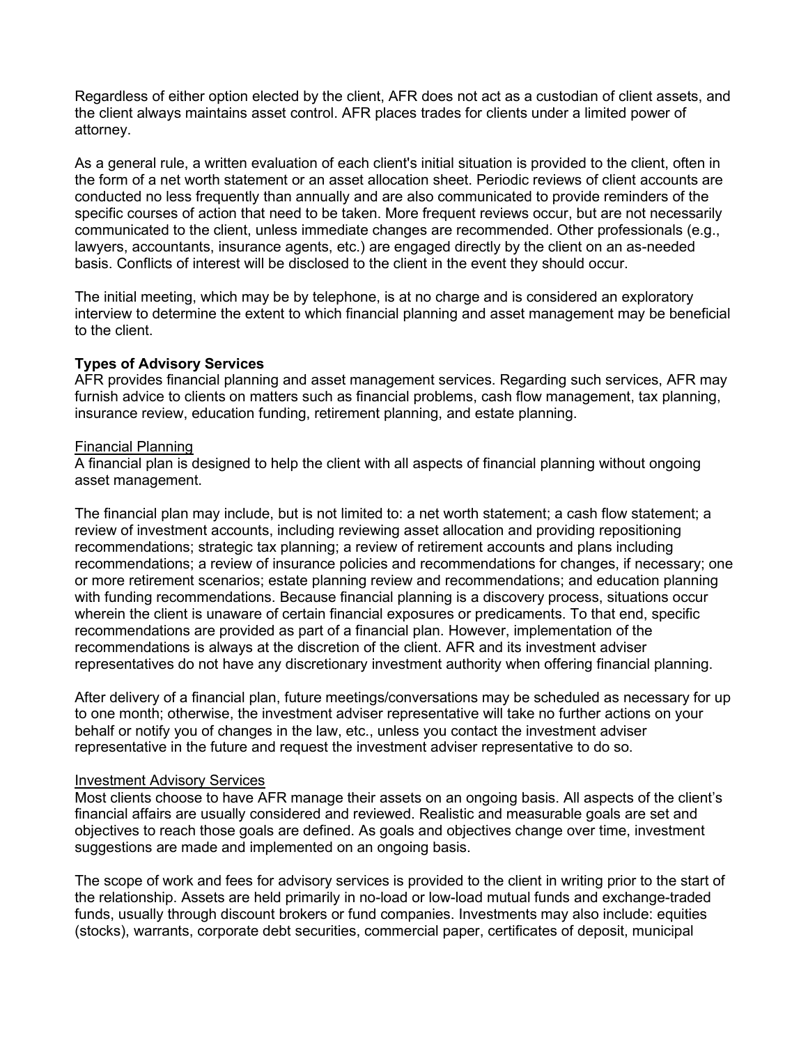Regardless of either option elected by the client, AFR does not act as a custodian of client assets, and the client always maintains asset control. AFR places trades for clients under a limited power of attorney.

As a general rule, a written evaluation of each client's initial situation is provided to the client, often in the form of a net worth statement or an asset allocation sheet. Periodic reviews of client accounts are conducted no less frequently than annually and are also communicated to provide reminders of the specific courses of action that need to be taken. More frequent reviews occur, but are not necessarily communicated to the client, unless immediate changes are recommended. Other professionals (e.g., lawyers, accountants, insurance agents, etc.) are engaged directly by the client on an as-needed basis. Conflicts of interest will be disclosed to the client in the event they should occur.

The initial meeting, which may be by telephone, is at no charge and is considered an exploratory interview to determine the extent to which financial planning and asset management may be beneficial to the client.

**Types of Advisory Services**

AFR provides financial planning and asset management services. Regarding such services, AFR may furnish advice to clients on matters such as financial problems, cash flow management, tax planning, insurance review, education funding, retirement planning, and estate planning.

<u>Financial Planning</u>

A financial plan is designed to help the client with all aspects of financial planning without ongoing asset management.

The financial plan may include, but is not limited to: a net worth statement; a cash flow statement; a review of investment accounts, including reviewing asset allocation and providing repositioning recommendations; strategic tax planning; a review of retirement accounts and plans including recommendations; a review of insurance policies and recommendations for changes, if necessary; one or more retirement scenarios; estate planning review and recommendations; and education planning with funding recommendations. Because financial planning is a discovery process, situations occur wherein the client is unaware of certain financial exposures or predicaments. To that end, specific recommendations are provided as part of a financial plan. However, implementation of the recommendations is always at the discretion of the client. AFR and its investment adviser representatives do not have any discretionary investment authority when offering financial planning.

After delivery of a financial plan, future meetings/conversations may be scheduled as necessary for up to one month; otherwise, the investment adviser representative will take no further actions on your behalf or notify you of changes in the law, etc., unless you contact the investment adviser representative in the future and request the investment adviser representative to do so.

<u>Investment Advisory Services</u>

Most clients choose to have AFR manage their assets on an ongoing basis. All aspects of the client's financial affairs are usually considered and reviewed. Realistic and measurable goals are set and objectives to reach those goals are defined. As goals and objectives change over time, investment suggestions are made and implemented on an ongoing basis.

The scope of work and fees for advisory services is provided to the client in writing prior to the start of the relationship. Assets are held primarily in no-load or low-load mutual funds and exchange-traded funds, usually through discount brokers or fund companies. Investments may also include: equities (stocks), warrants, corporate debt securities, commercial paper, certificates of deposit, municipal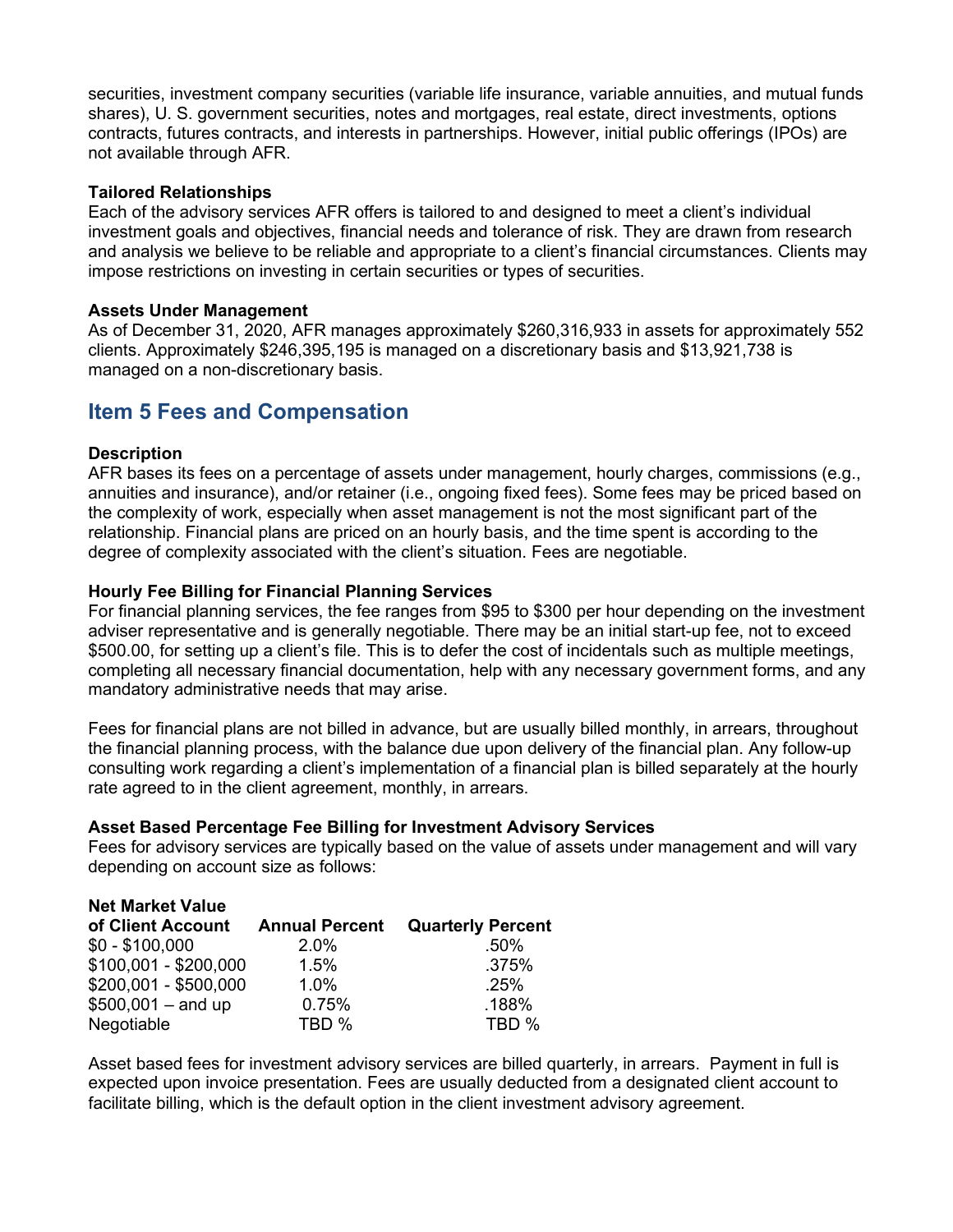securities, investment company securities (variable life insurance, variable annuities, and mutual funds shares), U. S. government securities, notes and mortgages, real estate, direct investments, options contracts, futures contracts, and interests in partnerships. However, initial public offerings (IPOs) are not available through AFR.

**Tailored Relationships**

Each of the advisory services AFR offers is tailored to and designed to meet a client's individual investment goals and objectives, financial needs and tolerance of risk. They are drawn from research and analysis we believe to be reliable and appropriate to a client's financial circumstances. Clients may impose restrictions on investing in certain securities or types of securities.

**Assets Under Management**

As of December 31, 2020, AFR manages approximately $260,316,933 in assets for approximately 552 clients. Approximately $246,395,195 is managed on a discretionary basis and $13,921,738 is managed on a non-discretionary basis.

## Item 5 Fees and Compensation

**Description**

AFR bases its fees on a percentage of assets under management, hourly charges, commissions (e.g., annuities and insurance), and/or retainer (i.e., ongoing fixed fees). Some fees may be priced based on the complexity of work, especially when asset management is not the most significant part of the relationship. Financial plans are priced on an hourly basis, and the time spent is according to the degree of complexity associated with the client's situation. Fees are negotiable.

**Hourly Fee Billing for Financial Planning Services**

For financial planning services, the fee ranges from $95 to $300 per hour depending on the investment adviser representative and is generally negotiable. There may be an initial start-up fee, not to exceed $500.00, for setting up a client's file. This is to defer the cost of incidentals such as multiple meetings, completing all necessary financial documentation, help with any necessary government forms, and any mandatory administrative needs that may arise.

Fees for financial plans are not billed in advance, but are usually billed monthly, in arrears, throughout the financial planning process, with the balance due upon delivery of the financial plan. Any follow-up consulting work regarding a client's implementation of a financial plan is billed separately at the hourly rate agreed to in the client agreement, monthly, in arrears.

**Asset Based Percentage Fee Billing for Investment Advisory Services**

Fees for advisory services are typically based on the value of assets under management and will vary depending on account size as follows:

| Net Market Value of Client Account | Annual Percent | Quarterly Percent |
|---|---|---|
| $0 - $100,000 | 2.0% | .50% |
| $100,001 - $200,000 | 1.5% | .375% |
| $200,001 - $500,000 | 1.0% | .25% |
| $500,001 – and up | 0.75% | .188% |
| Negotiable | TBD % | TBD % |

Asset based fees for investment advisory services are billed quarterly, in arrears. Payment in full is expected upon invoice presentation. Fees are usually deducted from a designated client account to facilitate billing, which is the default option in the client investment advisory agreement.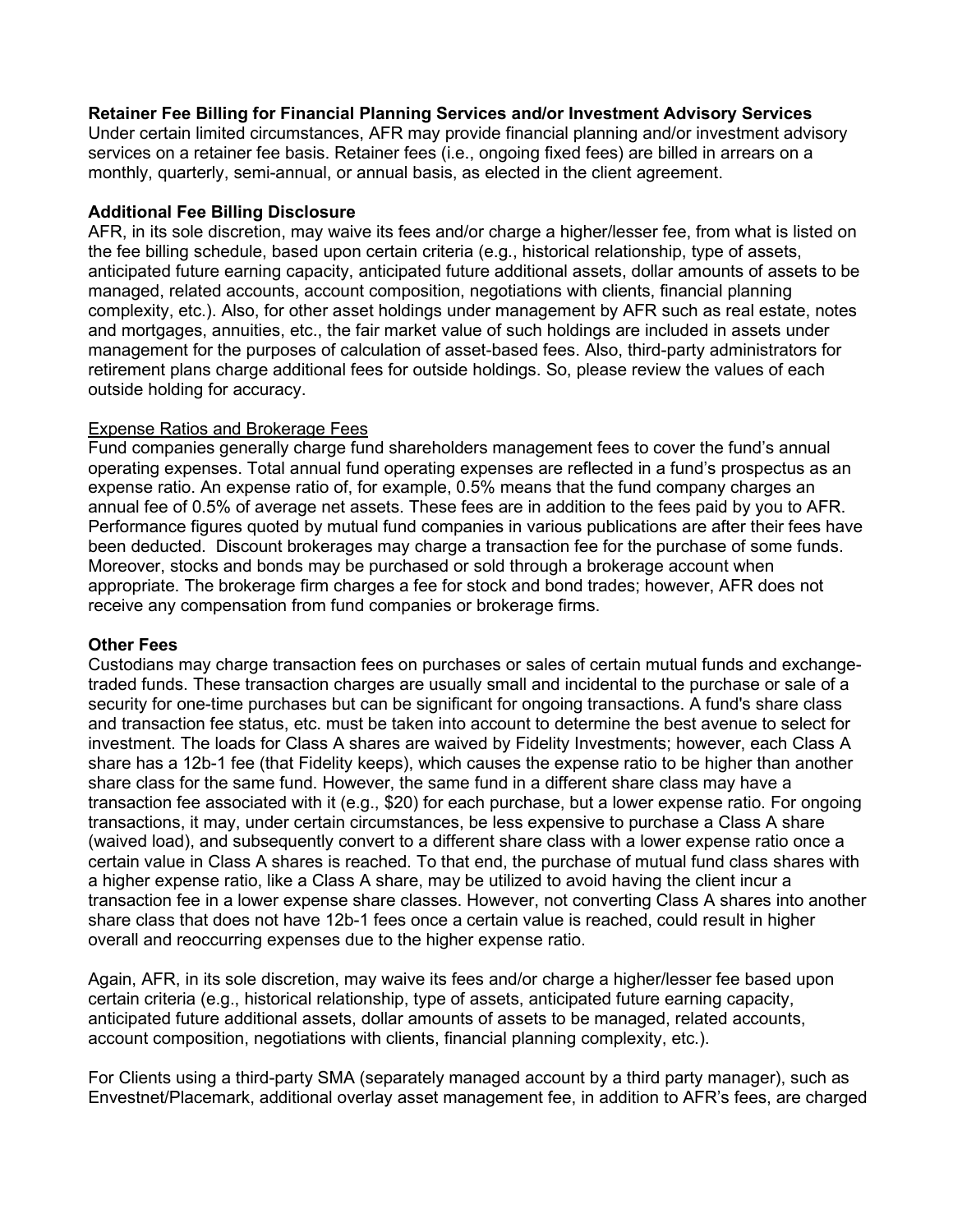**Retainer Fee Billing for Financial Planning Services and/or Investment Advisory Services**

Under certain limited circumstances, AFR may provide financial planning and/or investment advisory services on a retainer fee basis. Retainer fees (i.e., ongoing fixed fees) are billed in arrears on a monthly, quarterly, semi-annual, or annual basis, as elected in the client agreement.

**Additional Fee Billing Disclosure**

AFR, in its sole discretion, may waive its fees and/or charge a higher/lesser fee, from what is listed on the fee billing schedule, based upon certain criteria (e.g., historical relationship, type of assets, anticipated future earning capacity, anticipated future additional assets, dollar amounts of assets to be managed, related accounts, account composition, negotiations with clients, financial planning complexity, etc.). Also, for other asset holdings under management by AFR such as real estate, notes and mortgages, annuities, etc., the fair market value of such holdings are included in assets under management for the purposes of calculation of asset-based fees. Also, third-party administrators for retirement plans charge additional fees for outside holdings. So, please review the values of each outside holding for accuracy.

<u>Expense Ratios and Brokerage Fees</u>

Fund companies generally charge fund shareholders management fees to cover the fund's annual operating expenses. Total annual fund operating expenses are reflected in a fund's prospectus as an expense ratio. An expense ratio of, for example, 0.5% means that the fund company charges an annual fee of 0.5% of average net assets. These fees are in addition to the fees paid by you to AFR. Performance figures quoted by mutual fund companies in various publications are after their fees have been deducted. Discount brokerages may charge a transaction fee for the purchase of some funds. Moreover, stocks and bonds may be purchased or sold through a brokerage account when appropriate. The brokerage firm charges a fee for stock and bond trades; however, AFR does not receive any compensation from fund companies or brokerage firms.

**Other Fees**

Custodians may charge transaction fees on purchases or sales of certain mutual funds and exchange-traded funds. These transaction charges are usually small and incidental to the purchase or sale of a security for one-time purchases but can be significant for ongoing transactions. A fund's share class and transaction fee status, etc. must be taken into account to determine the best avenue to select for investment. The loads for Class A shares are waived by Fidelity Investments; however, each Class A share has a 12b-1 fee (that Fidelity keeps), which causes the expense ratio to be higher than another share class for the same fund. However, the same fund in a different share class may have a transaction fee associated with it (e.g., $20) for each purchase, but a lower expense ratio. For ongoing transactions, it may, under certain circumstances, be less expensive to purchase a Class A share (waived load), and subsequently convert to a different share class with a lower expense ratio once a certain value in Class A shares is reached. To that end, the purchase of mutual fund class shares with a higher expense ratio, like a Class A share, may be utilized to avoid having the client incur a transaction fee in a lower expense share classes. However, not converting Class A shares into another share class that does not have 12b-1 fees once a certain value is reached, could result in higher overall and reoccurring expenses due to the higher expense ratio.

Again, AFR, in its sole discretion, may waive its fees and/or charge a higher/lesser fee based upon certain criteria (e.g., historical relationship, type of assets, anticipated future earning capacity, anticipated future additional assets, dollar amounts of assets to be managed, related accounts, account composition, negotiations with clients, financial planning complexity, etc.).

For Clients using a third-party SMA (separately managed account by a third party manager), such as Envestnet/Placemark, additional overlay asset management fee, in addition to AFR's fees, are charged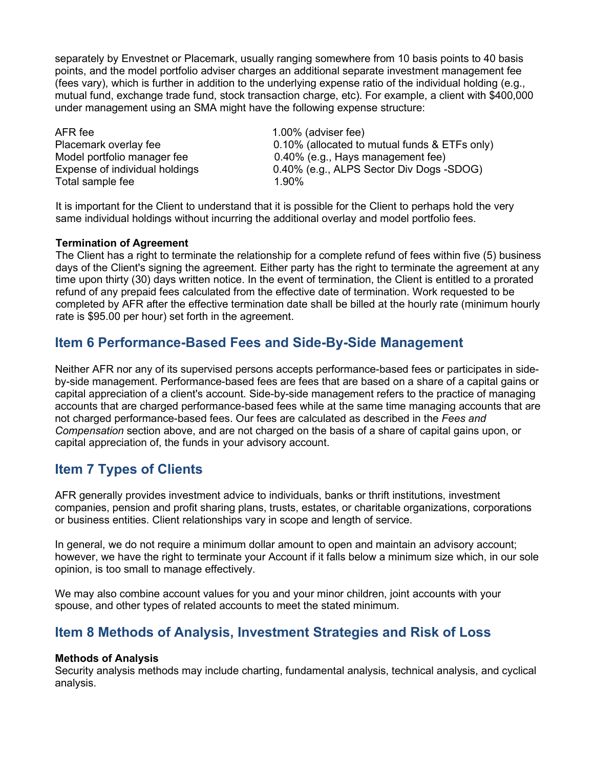separately by Envestnet or Placemark, usually ranging somewhere from 10 basis points to 40 basis points, and the model portfolio adviser charges an additional separate investment management fee (fees vary), which is further in addition to the underlying expense ratio of the individual holding (e.g., mutual fund, exchange trade fund, stock transaction charge, etc). For example, a client with $400,000 under management using an SMA might have the following expense structure:

| | |
|---|---|
| AFR fee | 1.00% (adviser fee) |
| Placemark overlay fee | 0.10% (allocated to mutual funds & ETFs only) |
| Model portfolio manager fee | 0.40% (e.g., Hays management fee) |
| Expense of individual holdings | 0.40% (e.g., ALPS Sector Div Dogs -SDOG) |
| Total sample fee | 1.90% |

It is important for the Client to understand that it is possible for the Client to perhaps hold the very same individual holdings without incurring the additional overlay and model portfolio fees.

**Termination of Agreement**

The Client has a right to terminate the relationship for a complete refund of fees within five (5) business days of the Client's signing the agreement. Either party has the right to terminate the agreement at any time upon thirty (30) days written notice. In the event of termination, the Client is entitled to a prorated refund of any prepaid fees calculated from the effective date of termination. Work requested to be completed by AFR after the effective termination date shall be billed at the hourly rate (minimum hourly rate is $95.00 per hour) set forth in the agreement.

## Item 6 Performance-Based Fees and Side-By-Side Management

Neither AFR nor any of its supervised persons accepts performance-based fees or participates in side-by-side management. Performance-based fees are fees that are based on a share of a capital gains or capital appreciation of a client's account. Side-by-side management refers to the practice of managing accounts that are charged performance-based fees while at the same time managing accounts that are not charged performance-based fees. Our fees are calculated as described in the *Fees and Compensation* section above, and are not charged on the basis of a share of capital gains upon, or capital appreciation of, the funds in your advisory account.

## Item 7 Types of Clients

AFR generally provides investment advice to individuals, banks or thrift institutions, investment companies, pension and profit sharing plans, trusts, estates, or charitable organizations, corporations or business entities. Client relationships vary in scope and length of service.

In general, we do not require a minimum dollar amount to open and maintain an advisory account; however, we have the right to terminate your Account if it falls below a minimum size which, in our sole opinion, is too small to manage effectively.

We may also combine account values for you and your minor children, joint accounts with your spouse, and other types of related accounts to meet the stated minimum.

## Item 8 Methods of Analysis, Investment Strategies and Risk of Loss

**Methods of Analysis**

Security analysis methods may include charting, fundamental analysis, technical analysis, and cyclical analysis.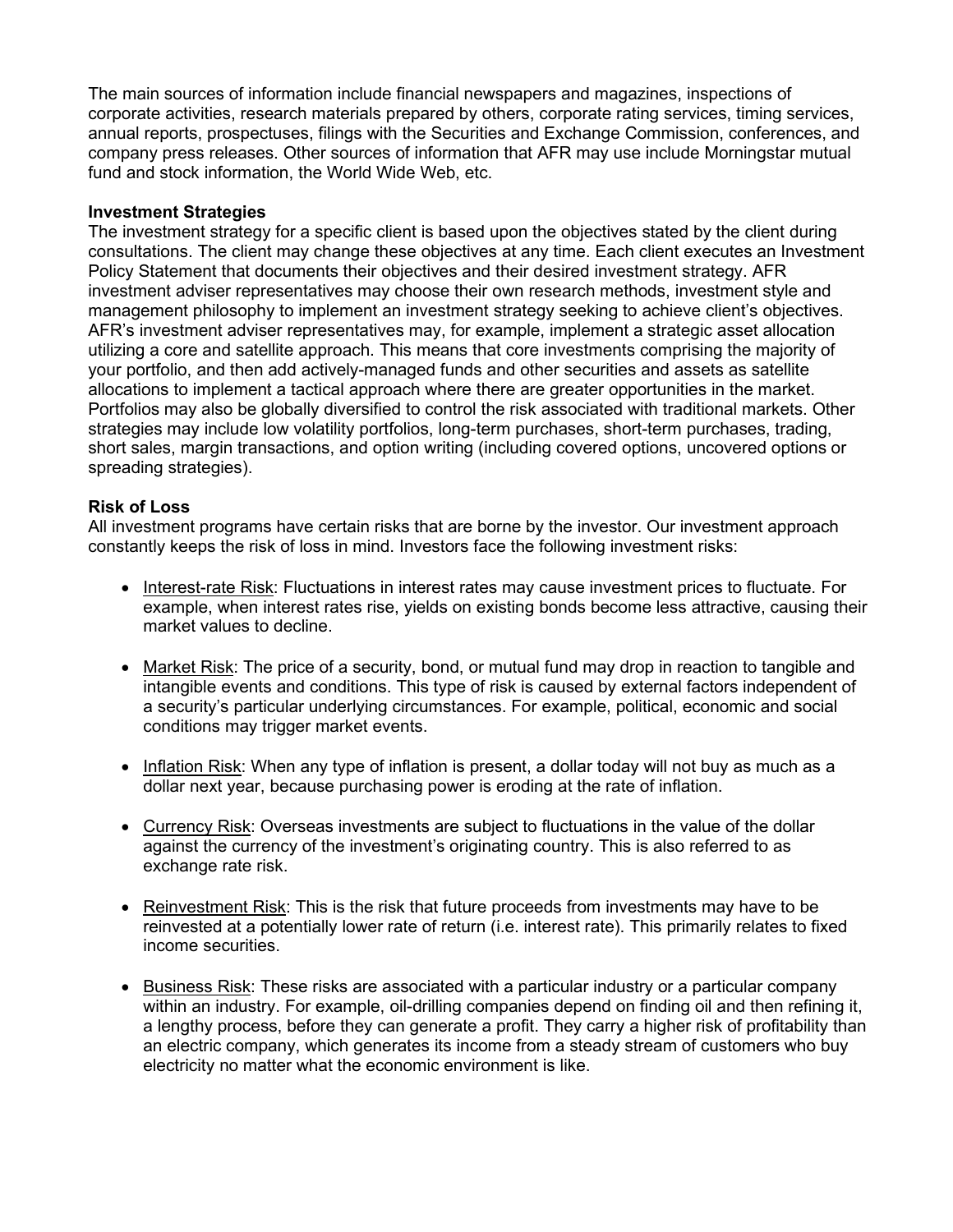The main sources of information include financial newspapers and magazines, inspections of corporate activities, research materials prepared by others, corporate rating services, timing services, annual reports, prospectuses, filings with the Securities and Exchange Commission, conferences, and company press releases. Other sources of information that AFR may use include Morningstar mutual fund and stock information, the World Wide Web, etc.

**Investment Strategies**

The investment strategy for a specific client is based upon the objectives stated by the client during consultations. The client may change these objectives at any time. Each client executes an Investment Policy Statement that documents their objectives and their desired investment strategy. AFR investment adviser representatives may choose their own research methods, investment style and management philosophy to implement an investment strategy seeking to achieve client's objectives. AFR's investment adviser representatives may, for example, implement a strategic asset allocation utilizing a core and satellite approach. This means that core investments comprising the majority of your portfolio, and then add actively-managed funds and other securities and assets as satellite allocations to implement a tactical approach where there are greater opportunities in the market. Portfolios may also be globally diversified to control the risk associated with traditional markets. Other strategies may include low volatility portfolios, long-term purchases, short-term purchases, trading, short sales, margin transactions, and option writing (including covered options, uncovered options or spreading strategies).

**Risk of Loss**

All investment programs have certain risks that are borne by the investor. Our investment approach constantly keeps the risk of loss in mind. Investors face the following investment risks:

- Interest-rate Risk: Fluctuations in interest rates may cause investment prices to fluctuate. For example, when interest rates rise, yields on existing bonds become less attractive, causing their market values to decline.

- Market Risk: The price of a security, bond, or mutual fund may drop in reaction to tangible and intangible events and conditions. This type of risk is caused by external factors independent of a security's particular underlying circumstances. For example, political, economic and social conditions may trigger market events.

- Inflation Risk: When any type of inflation is present, a dollar today will not buy as much as a dollar next year, because purchasing power is eroding at the rate of inflation.

- Currency Risk: Overseas investments are subject to fluctuations in the value of the dollar against the currency of the investment's originating country. This is also referred to as exchange rate risk.

- Reinvestment Risk: This is the risk that future proceeds from investments may have to be reinvested at a potentially lower rate of return (i.e. interest rate). This primarily relates to fixed income securities.

- Business Risk: These risks are associated with a particular industry or a particular company within an industry. For example, oil-drilling companies depend on finding oil and then refining it, a lengthy process, before they can generate a profit. They carry a higher risk of profitability than an electric company, which generates its income from a steady stream of customers who buy electricity no matter what the economic environment is like.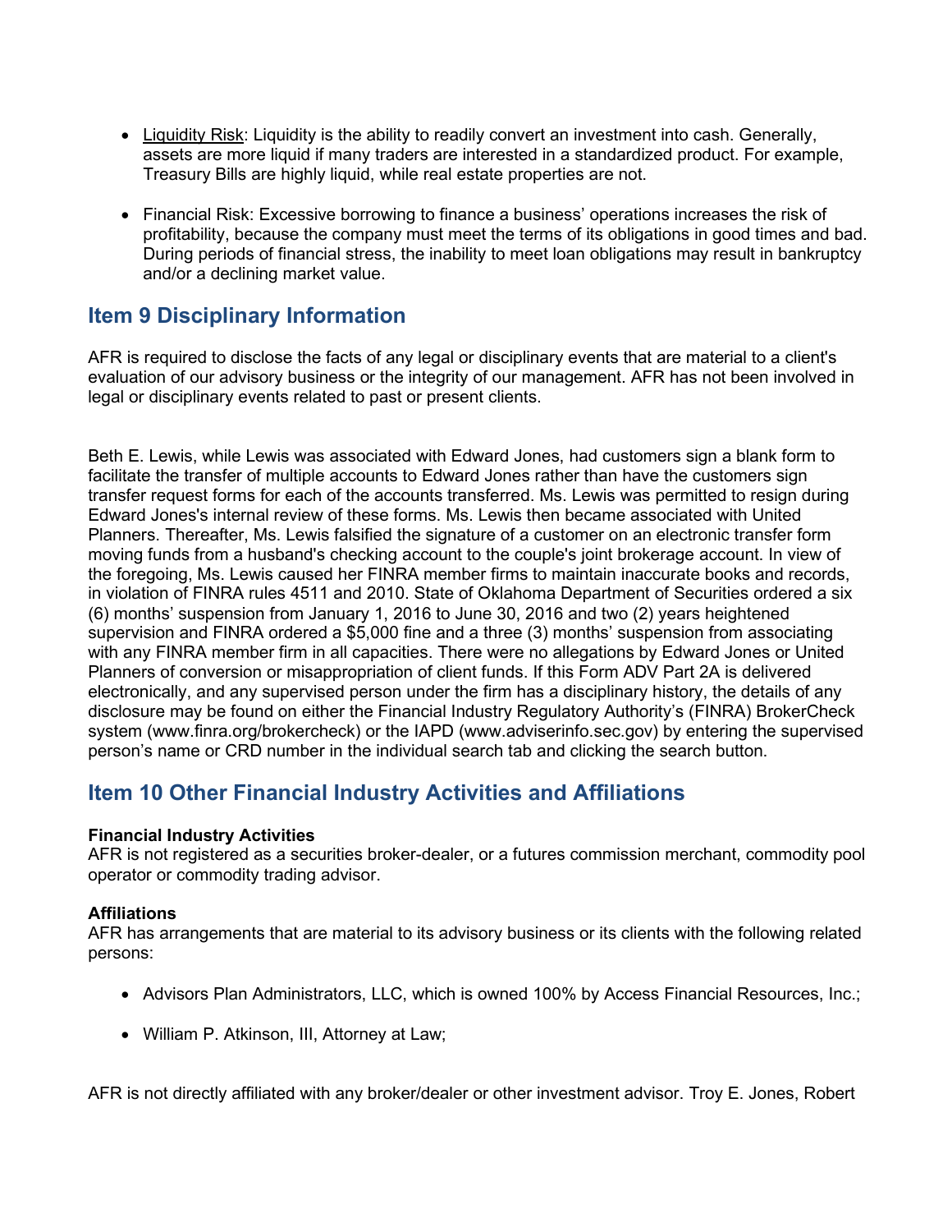- Liquidity Risk: Liquidity is the ability to readily convert an investment into cash. Generally, assets are more liquid if many traders are interested in a standardized product. For example, Treasury Bills are highly liquid, while real estate properties are not.

- Financial Risk: Excessive borrowing to finance a business' operations increases the risk of profitability, because the company must meet the terms of its obligations in good times and bad. During periods of financial stress, the inability to meet loan obligations may result in bankruptcy and/or a declining market value.

## Item 9 Disciplinary Information

AFR is required to disclose the facts of any legal or disciplinary events that are material to a client's evaluation of our advisory business or the integrity of our management. AFR has not been involved in legal or disciplinary events related to past or present clients.

Beth E. Lewis, while Lewis was associated with Edward Jones, had customers sign a blank form to facilitate the transfer of multiple accounts to Edward Jones rather than have the customers sign transfer request forms for each of the accounts transferred. Ms. Lewis was permitted to resign during Edward Jones's internal review of these forms. Ms. Lewis then became associated with United Planners. Thereafter, Ms. Lewis falsified the signature of a customer on an electronic transfer form moving funds from a husband's checking account to the couple's joint brokerage account. In view of the foregoing, Ms. Lewis caused her FINRA member firms to maintain inaccurate books and records, in violation of FINRA rules 4511 and 2010. State of Oklahoma Department of Securities ordered a six (6) months' suspension from January 1, 2016 to June 30, 2016 and two (2) years heightened supervision and FINRA ordered a $5,000 fine and a three (3) months' suspension from associating with any FINRA member firm in all capacities. There were no allegations by Edward Jones or United Planners of conversion or misappropriation of client funds. If this Form ADV Part 2A is delivered electronically, and any supervised person under the firm has a disciplinary history, the details of any disclosure may be found on either the Financial Industry Regulatory Authority's (FINRA) BrokerCheck system (www.finra.org/brokercheck) or the IAPD (www.adviserinfo.sec.gov) by entering the supervised person's name or CRD number in the individual search tab and clicking the search button.

## Item 10 Other Financial Industry Activities and Affiliations

**Financial Industry Activities**
AFR is not registered as a securities broker-dealer, or a futures commission merchant, commodity pool operator or commodity trading advisor.

**Affiliations**
AFR has arrangements that are material to its advisory business or its clients with the following related persons:

- Advisors Plan Administrators, LLC, which is owned 100% by Access Financial Resources, Inc.;

- William P. Atkinson, III, Attorney at Law;

AFR is not directly affiliated with any broker/dealer or other investment advisor. Troy E. Jones, Robert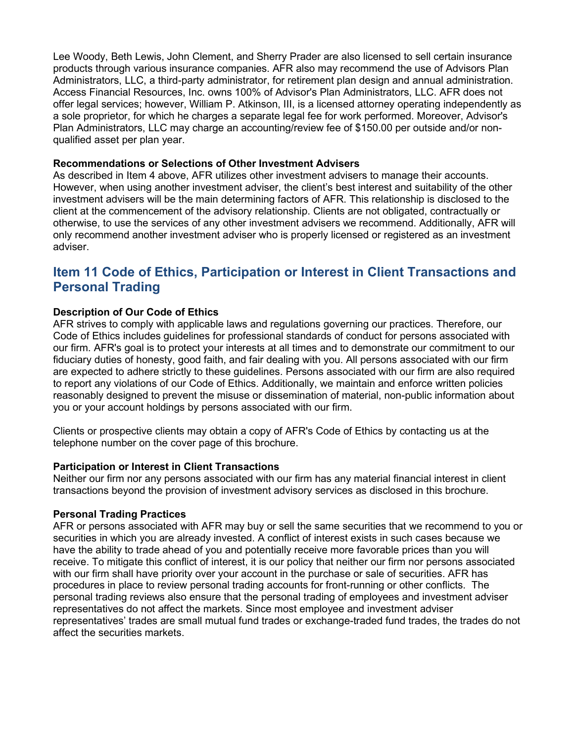Lee Woody, Beth Lewis, John Clement, and Sherry Prader are also licensed to sell certain insurance products through various insurance companies. AFR also may recommend the use of Advisors Plan Administrators, LLC, a third-party administrator, for retirement plan design and annual administration. Access Financial Resources, Inc. owns 100% of Advisor's Plan Administrators, LLC. AFR does not offer legal services; however, William P. Atkinson, III, is a licensed attorney operating independently as a sole proprietor, for which he charges a separate legal fee for work performed. Moreover, Advisor's Plan Administrators, LLC may charge an accounting/review fee of $150.00 per outside and/or non-qualified asset per plan year.

**Recommendations or Selections of Other Investment Advisers**
As described in Item 4 above, AFR utilizes other investment advisers to manage their accounts. However, when using another investment adviser, the client's best interest and suitability of the other investment advisers will be the main determining factors of AFR. This relationship is disclosed to the client at the commencement of the advisory relationship. Clients are not obligated, contractually or otherwise, to use the services of any other investment advisers we recommend. Additionally, AFR will only recommend another investment adviser who is properly licensed or registered as an investment adviser.

## Item 11 Code of Ethics, Participation or Interest in Client Transactions and Personal Trading

**Description of Our Code of Ethics**
AFR strives to comply with applicable laws and regulations governing our practices. Therefore, our Code of Ethics includes guidelines for professional standards of conduct for persons associated with our firm. AFR's goal is to protect your interests at all times and to demonstrate our commitment to our fiduciary duties of honesty, good faith, and fair dealing with you. All persons associated with our firm are expected to adhere strictly to these guidelines. Persons associated with our firm are also required to report any violations of our Code of Ethics. Additionally, we maintain and enforce written policies reasonably designed to prevent the misuse or dissemination of material, non-public information about you or your account holdings by persons associated with our firm.

Clients or prospective clients may obtain a copy of AFR's Code of Ethics by contacting us at the telephone number on the cover page of this brochure.

**Participation or Interest in Client Transactions**
Neither our firm nor any persons associated with our firm has any material financial interest in client transactions beyond the provision of investment advisory services as disclosed in this brochure.

**Personal Trading Practices**
AFR or persons associated with AFR may buy or sell the same securities that we recommend to you or securities in which you are already invested. A conflict of interest exists in such cases because we have the ability to trade ahead of you and potentially receive more favorable prices than you will receive. To mitigate this conflict of interest, it is our policy that neither our firm nor persons associated with our firm shall have priority over your account in the purchase or sale of securities. AFR has procedures in place to review personal trading accounts for front-running or other conflicts. The personal trading reviews also ensure that the personal trading of employees and investment adviser representatives do not affect the markets. Since most employee and investment adviser representatives' trades are small mutual fund trades or exchange-traded fund trades, the trades do not affect the securities markets.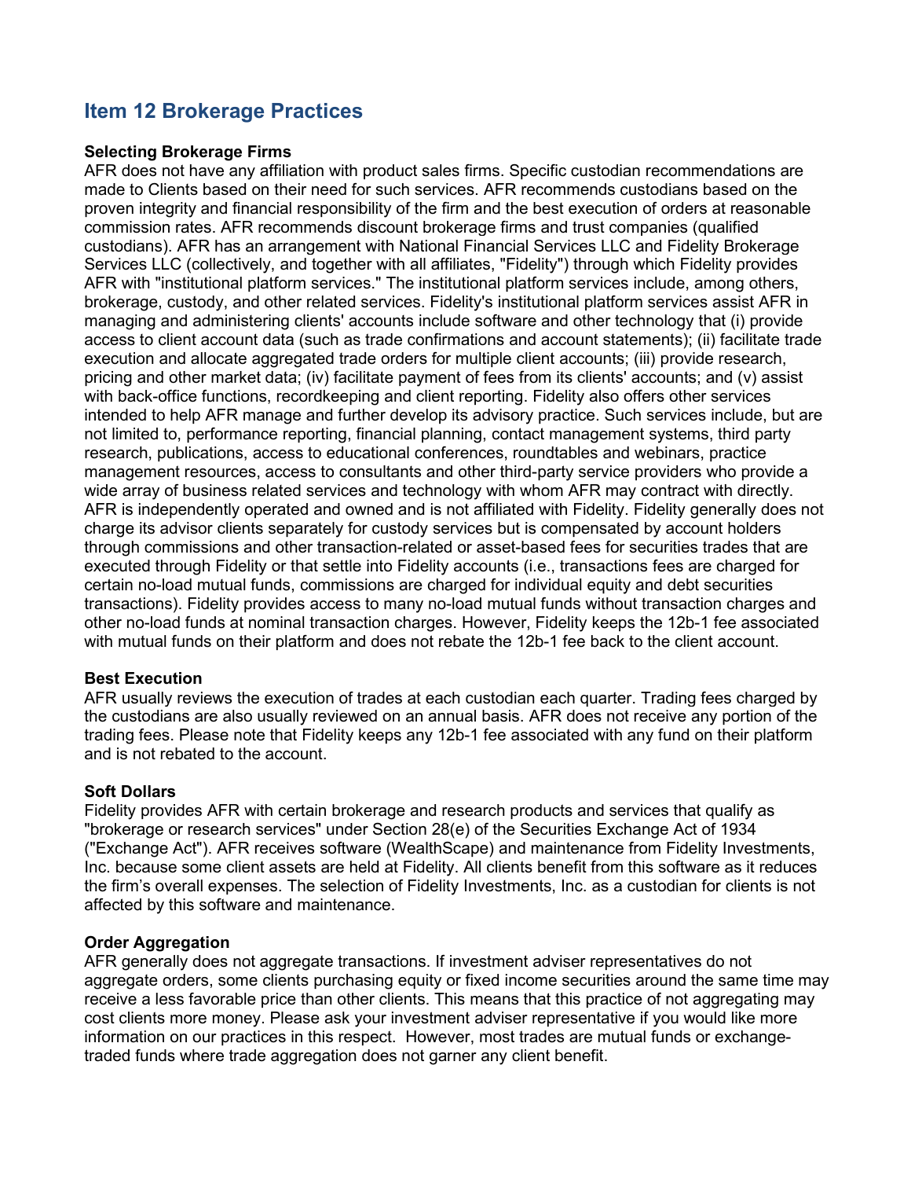## Item 12 Brokerage Practices

**Selecting Brokerage Firms**

AFR does not have any affiliation with product sales firms. Specific custodian recommendations are made to Clients based on their need for such services. AFR recommends custodians based on the proven integrity and financial responsibility of the firm and the best execution of orders at reasonable commission rates. AFR recommends discount brokerage firms and trust companies (qualified custodians). AFR has an arrangement with National Financial Services LLC and Fidelity Brokerage Services LLC (collectively, and together with all affiliates, "Fidelity") through which Fidelity provides AFR with "institutional platform services." The institutional platform services include, among others, brokerage, custody, and other related services. Fidelity's institutional platform services assist AFR in managing and administering clients' accounts include software and other technology that (i) provide access to client account data (such as trade confirmations and account statements); (ii) facilitate trade execution and allocate aggregated trade orders for multiple client accounts; (iii) provide research, pricing and other market data; (iv) facilitate payment of fees from its clients' accounts; and (v) assist with back-office functions, recordkeeping and client reporting. Fidelity also offers other services intended to help AFR manage and further develop its advisory practice. Such services include, but are not limited to, performance reporting, financial planning, contact management systems, third party research, publications, access to educational conferences, roundtables and webinars, practice management resources, access to consultants and other third-party service providers who provide a wide array of business related services and technology with whom AFR may contract with directly. AFR is independently operated and owned and is not affiliated with Fidelity. Fidelity generally does not charge its advisor clients separately for custody services but is compensated by account holders through commissions and other transaction-related or asset-based fees for securities trades that are executed through Fidelity or that settle into Fidelity accounts (i.e., transactions fees are charged for certain no-load mutual funds, commissions are charged for individual equity and debt securities transactions). Fidelity provides access to many no-load mutual funds without transaction charges and other no-load funds at nominal transaction charges. However, Fidelity keeps the 12b-1 fee associated with mutual funds on their platform and does not rebate the 12b-1 fee back to the client account.

**Best Execution**

AFR usually reviews the execution of trades at each custodian each quarter. Trading fees charged by the custodians are also usually reviewed on an annual basis. AFR does not receive any portion of the trading fees. Please note that Fidelity keeps any 12b-1 fee associated with any fund on their platform and is not rebated to the account.

**Soft Dollars**

Fidelity provides AFR with certain brokerage and research products and services that qualify as "brokerage or research services" under Section 28(e) of the Securities Exchange Act of 1934 ("Exchange Act"). AFR receives software (WealthScape) and maintenance from Fidelity Investments, Inc. because some client assets are held at Fidelity. All clients benefit from this software as it reduces the firm's overall expenses. The selection of Fidelity Investments, Inc. as a custodian for clients is not affected by this software and maintenance.

**Order Aggregation**

AFR generally does not aggregate transactions. If investment adviser representatives do not aggregate orders, some clients purchasing equity or fixed income securities around the same time may receive a less favorable price than other clients. This means that this practice of not aggregating may cost clients more money. Please ask your investment adviser representative if you would like more information on our practices in this respect. However, most trades are mutual funds or exchange-traded funds where trade aggregation does not garner any client benefit.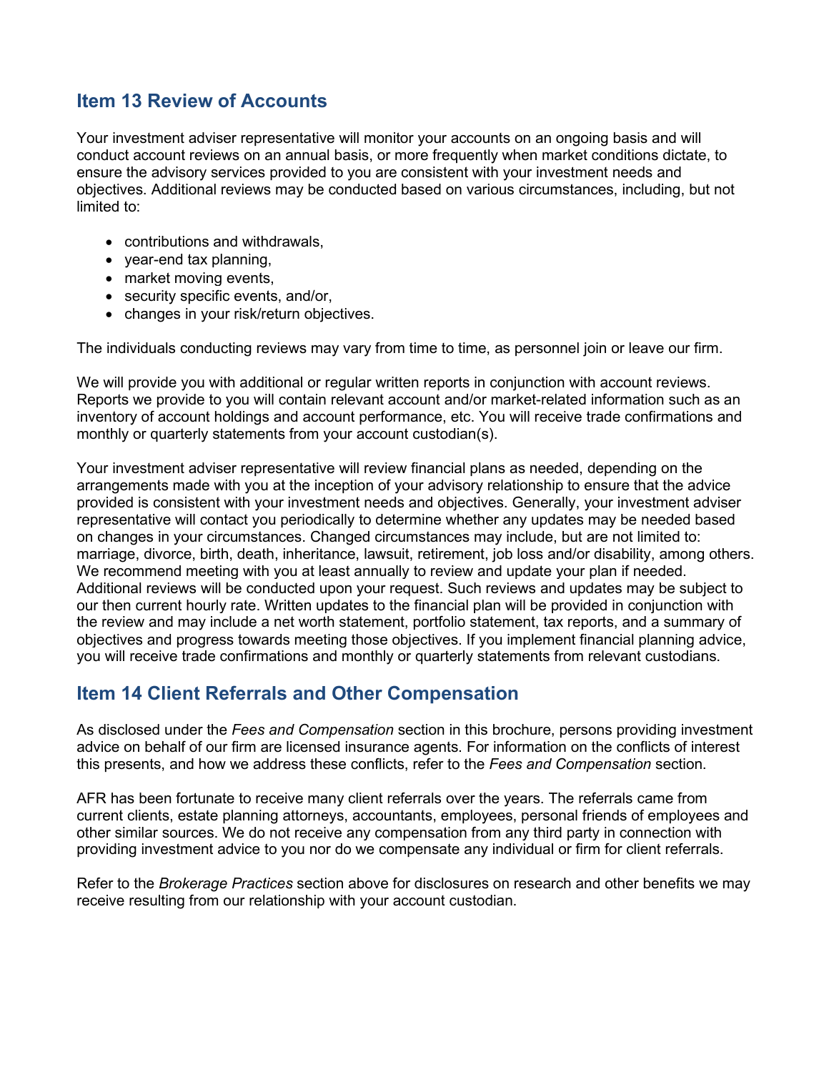## Item 13 Review of Accounts

Your investment adviser representative will monitor your accounts on an ongoing basis and will conduct account reviews on an annual basis, or more frequently when market conditions dictate, to ensure the advisory services provided to you are consistent with your investment needs and objectives. Additional reviews may be conducted based on various circumstances, including, but not limited to:

- contributions and withdrawals,
- year-end tax planning,
- market moving events,
- security specific events, and/or,
- changes in your risk/return objectives.

The individuals conducting reviews may vary from time to time, as personnel join or leave our firm.

We will provide you with additional or regular written reports in conjunction with account reviews. Reports we provide to you will contain relevant account and/or market-related information such as an inventory of account holdings and account performance, etc. You will receive trade confirmations and monthly or quarterly statements from your account custodian(s).

Your investment adviser representative will review financial plans as needed, depending on the arrangements made with you at the inception of your advisory relationship to ensure that the advice provided is consistent with your investment needs and objectives. Generally, your investment adviser representative will contact you periodically to determine whether any updates may be needed based on changes in your circumstances. Changed circumstances may include, but are not limited to: marriage, divorce, birth, death, inheritance, lawsuit, retirement, job loss and/or disability, among others. We recommend meeting with you at least annually to review and update your plan if needed. Additional reviews will be conducted upon your request. Such reviews and updates may be subject to our then current hourly rate. Written updates to the financial plan will be provided in conjunction with the review and may include a net worth statement, portfolio statement, tax reports, and a summary of objectives and progress towards meeting those objectives. If you implement financial planning advice, you will receive trade confirmations and monthly or quarterly statements from relevant custodians.

## Item 14 Client Referrals and Other Compensation

As disclosed under the *Fees and Compensation* section in this brochure, persons providing investment advice on behalf of our firm are licensed insurance agents. For information on the conflicts of interest this presents, and how we address these conflicts, refer to the *Fees and Compensation* section.

AFR has been fortunate to receive many client referrals over the years. The referrals came from current clients, estate planning attorneys, accountants, employees, personal friends of employees and other similar sources. We do not receive any compensation from any third party in connection with providing investment advice to you nor do we compensate any individual or firm for client referrals.

Refer to the *Brokerage Practices* section above for disclosures on research and other benefits we may receive resulting from our relationship with your account custodian.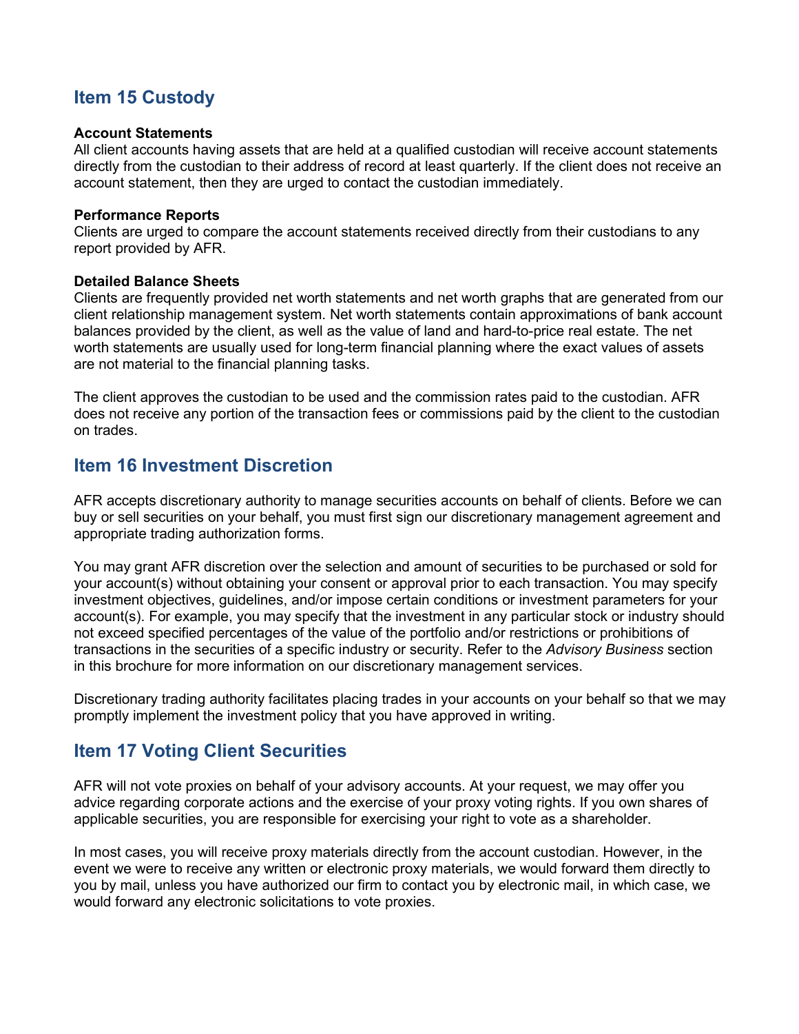## Item 15 Custody

**Account Statements**
All client accounts having assets that are held at a qualified custodian will receive account statements directly from the custodian to their address of record at least quarterly. If the client does not receive an account statement, then they are urged to contact the custodian immediately.

**Performance Reports**
Clients are urged to compare the account statements received directly from their custodians to any report provided by AFR.

**Detailed Balance Sheets**
Clients are frequently provided net worth statements and net worth graphs that are generated from our client relationship management system. Net worth statements contain approximations of bank account balances provided by the client, as well as the value of land and hard-to-price real estate. The net worth statements are usually used for long-term financial planning where the exact values of assets are not material to the financial planning tasks.

The client approves the custodian to be used and the commission rates paid to the custodian. AFR does not receive any portion of the transaction fees or commissions paid by the client to the custodian on trades.

## Item 16 Investment Discretion

AFR accepts discretionary authority to manage securities accounts on behalf of clients. Before we can buy or sell securities on your behalf, you must first sign our discretionary management agreement and appropriate trading authorization forms.

You may grant AFR discretion over the selection and amount of securities to be purchased or sold for your account(s) without obtaining your consent or approval prior to each transaction. You may specify investment objectives, guidelines, and/or impose certain conditions or investment parameters for your account(s). For example, you may specify that the investment in any particular stock or industry should not exceed specified percentages of the value of the portfolio and/or restrictions or prohibitions of transactions in the securities of a specific industry or security. Refer to the *Advisory Business* section in this brochure for more information on our discretionary management services.

Discretionary trading authority facilitates placing trades in your accounts on your behalf so that we may promptly implement the investment policy that you have approved in writing.

## Item 17 Voting Client Securities

AFR will not vote proxies on behalf of your advisory accounts. At your request, we may offer you advice regarding corporate actions and the exercise of your proxy voting rights. If you own shares of applicable securities, you are responsible for exercising your right to vote as a shareholder.

In most cases, you will receive proxy materials directly from the account custodian. However, in the event we were to receive any written or electronic proxy materials, we would forward them directly to you by mail, unless you have authorized our firm to contact you by electronic mail, in which case, we would forward any electronic solicitations to vote proxies.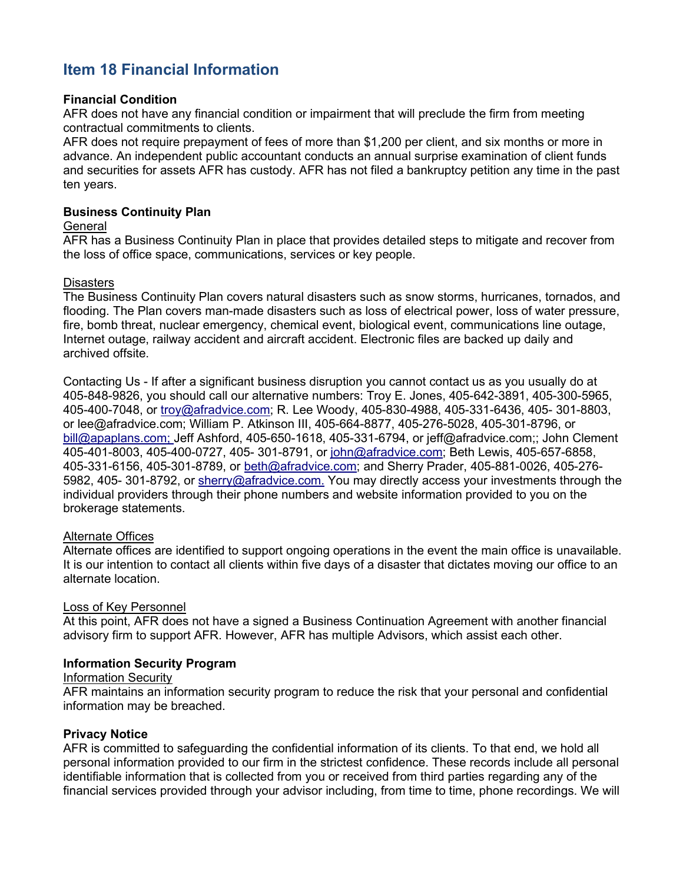## Item 18 Financial Information

**Financial Condition**
AFR does not have any financial condition or impairment that will preclude the firm from meeting contractual commitments to clients.
AFR does not require prepayment of fees of more than $1,200 per client, and six months or more in advance. An independent public accountant conducts an annual surprise examination of client funds and securities for assets AFR has custody. AFR has not filed a bankruptcy petition any time in the past ten years.

**Business Continuity Plan**
General
AFR has a Business Continuity Plan in place that provides detailed steps to mitigate and recover from the loss of office space, communications, services or key people.

Disasters
The Business Continuity Plan covers natural disasters such as snow storms, hurricanes, tornados, and flooding. The Plan covers man-made disasters such as loss of electrical power, loss of water pressure, fire, bomb threat, nuclear emergency, chemical event, biological event, communications line outage, Internet outage, railway accident and aircraft accident. Electronic files are backed up daily and archived offsite.

Contacting Us - If after a significant business disruption you cannot contact us as you usually do at 405-848-9826, you should call our alternative numbers: Troy E. Jones, 405-642-3891, 405-300-5965, 405-400-7048, or troy@afradvice.com; R. Lee Woody, 405-830-4988, 405-331-6436, 405- 301-8803, or lee@afradvice.com; William P. Atkinson III, 405-664-8877, 405-276-5028, 405-301-8796, or bill@apaplans.com; Jeff Ashford, 405-650-1618, 405-331-6794, or jeff@afradvice.com;; John Clement 405-401-8003, 405-400-0727, 405- 301-8791, or john@afradvice.com; Beth Lewis, 405-657-6858, 405-331-6156, 405-301-8789, or beth@afradvice.com; and Sherry Prader, 405-881-0026, 405-276-5982, 405- 301-8792, or sherry@afradvice.com. You may directly access your investments through the individual providers through their phone numbers and website information provided to you on the brokerage statements.

Alternate Offices
Alternate offices are identified to support ongoing operations in the event the main office is unavailable. It is our intention to contact all clients within five days of a disaster that dictates moving our office to an alternate location.

Loss of Key Personnel
At this point, AFR does not have a signed a Business Continuation Agreement with another financial advisory firm to support AFR. However, AFR has multiple Advisors, which assist each other.

**Information Security Program**
Information Security
AFR maintains an information security program to reduce the risk that your personal and confidential information may be breached.

**Privacy Notice**
AFR is committed to safeguarding the confidential information of its clients. To that end, we hold all personal information provided to our firm in the strictest confidence. These records include all personal identifiable information that is collected from you or received from third parties regarding any of the financial services provided through your advisor including, from time to time, phone recordings. We will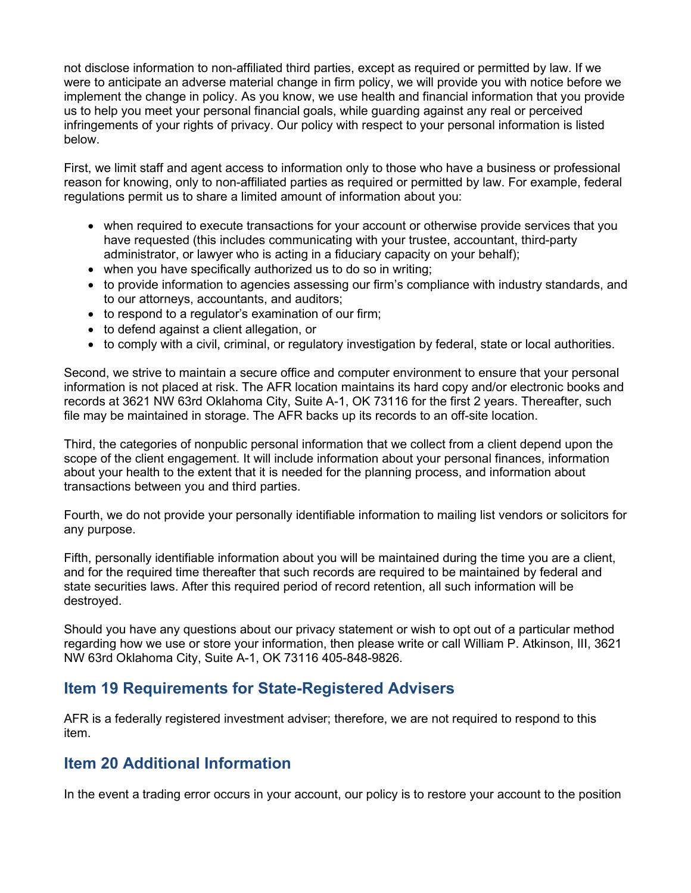not disclose information to non-affiliated third parties, except as required or permitted by law. If we were to anticipate an adverse material change in firm policy, we will provide you with notice before we implement the change in policy. As you know, we use health and financial information that you provide us to help you meet your personal financial goals, while guarding against any real or perceived infringements of your rights of privacy. Our policy with respect to your personal information is listed below.

First, we limit staff and agent access to information only to those who have a business or professional reason for knowing, only to non-affiliated parties as required or permitted by law. For example, federal regulations permit us to share a limited amount of information about you:

- when required to execute transactions for your account or otherwise provide services that you have requested (this includes communicating with your trustee, accountant, third-party administrator, or lawyer who is acting in a fiduciary capacity on your behalf);
- when you have specifically authorized us to do so in writing;
- to provide information to agencies assessing our firm's compliance with industry standards, and to our attorneys, accountants, and auditors;
- to respond to a regulator's examination of our firm;
- to defend against a client allegation, or
- to comply with a civil, criminal, or regulatory investigation by federal, state or local authorities.

Second, we strive to maintain a secure office and computer environment to ensure that your personal information is not placed at risk. The AFR location maintains its hard copy and/or electronic books and records at 3621 NW 63rd Oklahoma City, Suite A-1, OK 73116 for the first 2 years. Thereafter, such file may be maintained in storage. The AFR backs up its records to an off-site location.

Third, the categories of nonpublic personal information that we collect from a client depend upon the scope of the client engagement. It will include information about your personal finances, information about your health to the extent that it is needed for the planning process, and information about transactions between you and third parties.

Fourth, we do not provide your personally identifiable information to mailing list vendors or solicitors for any purpose.

Fifth, personally identifiable information about you will be maintained during the time you are a client, and for the required time thereafter that such records are required to be maintained by federal and state securities laws. After this required period of record retention, all such information will be destroyed.

Should you have any questions about our privacy statement or wish to opt out of a particular method regarding how we use or store your information, then please write or call William P. Atkinson, III, 3621 NW 63rd Oklahoma City, Suite A-1, OK 73116 405-848-9826.

## Item 19 Requirements for State-Registered Advisers

AFR is a federally registered investment adviser; therefore, we are not required to respond to this item.

## Item 20 Additional Information

In the event a trading error occurs in your account, our policy is to restore your account to the position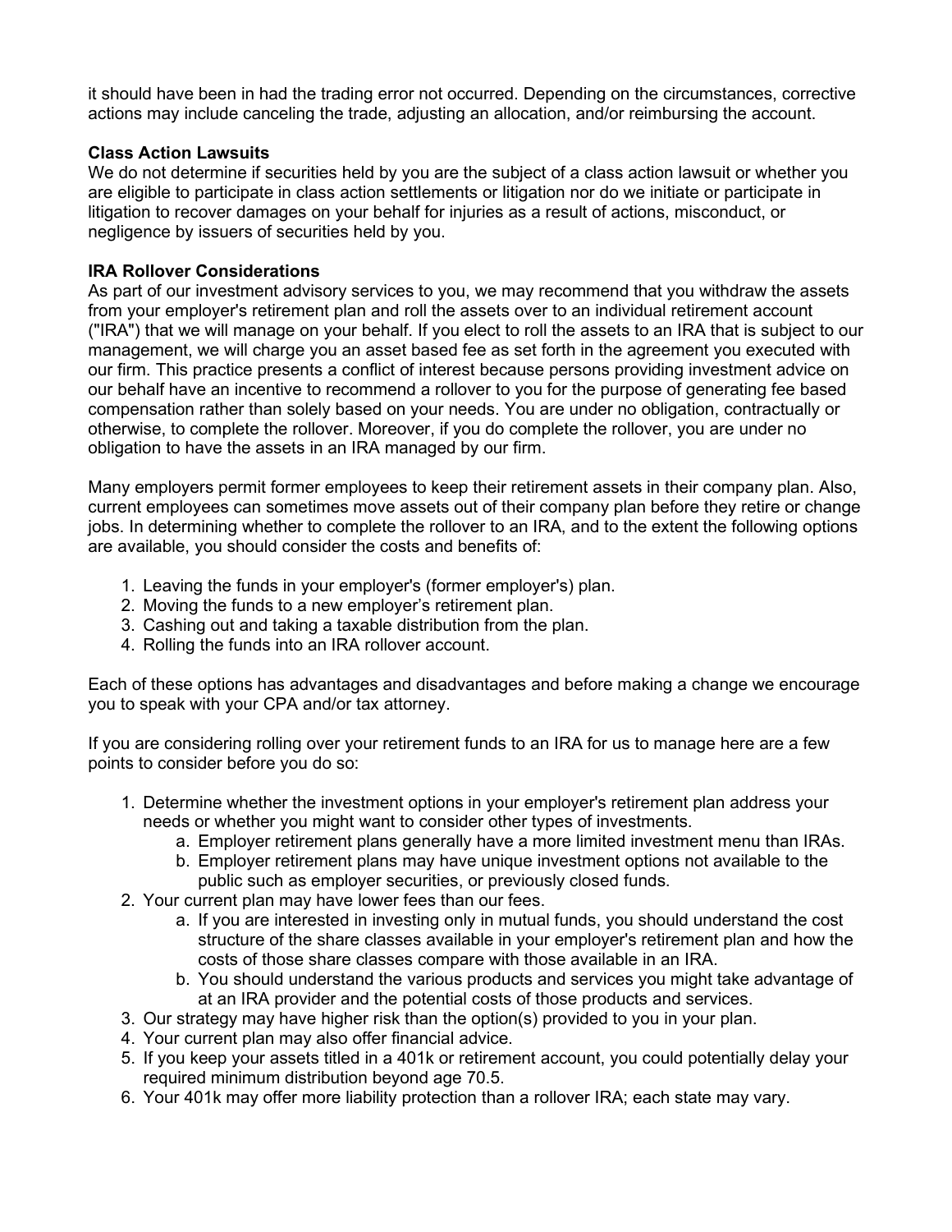it should have been in had the trading error not occurred. Depending on the circumstances, corrective actions may include canceling the trade, adjusting an allocation, and/or reimbursing the account.

**Class Action Lawsuits**

We do not determine if securities held by you are the subject of a class action lawsuit or whether you are eligible to participate in class action settlements or litigation nor do we initiate or participate in litigation to recover damages on your behalf for injuries as a result of actions, misconduct, or negligence by issuers of securities held by you.

**IRA Rollover Considerations**

As part of our investment advisory services to you, we may recommend that you withdraw the assets from your employer's retirement plan and roll the assets over to an individual retirement account ("IRA") that we will manage on your behalf. If you elect to roll the assets to an IRA that is subject to our management, we will charge you an asset based fee as set forth in the agreement you executed with our firm. This practice presents a conflict of interest because persons providing investment advice on our behalf have an incentive to recommend a rollover to you for the purpose of generating fee based compensation rather than solely based on your needs. You are under no obligation, contractually or otherwise, to complete the rollover. Moreover, if you do complete the rollover, you are under no obligation to have the assets in an IRA managed by our firm.

Many employers permit former employees to keep their retirement assets in their company plan. Also, current employees can sometimes move assets out of their company plan before they retire or change jobs. In determining whether to complete the rollover to an IRA, and to the extent the following options are available, you should consider the costs and benefits of:

1. Leaving the funds in your employer's (former employer's) plan.
2. Moving the funds to a new employer's retirement plan.
3. Cashing out and taking a taxable distribution from the plan.
4. Rolling the funds into an IRA rollover account.

Each of these options has advantages and disadvantages and before making a change we encourage you to speak with your CPA and/or tax attorney.

If you are considering rolling over your retirement funds to an IRA for us to manage here are a few points to consider before you do so:

1. Determine whether the investment options in your employer's retirement plan address your needs or whether you might want to consider other types of investments.
   a. Employer retirement plans generally have a more limited investment menu than IRAs.
   b. Employer retirement plans may have unique investment options not available to the public such as employer securities, or previously closed funds.
2. Your current plan may have lower fees than our fees.
   a. If you are interested in investing only in mutual funds, you should understand the cost structure of the share classes available in your employer's retirement plan and how the costs of those share classes compare with those available in an IRA.
   b. You should understand the various products and services you might take advantage of at an IRA provider and the potential costs of those products and services.
3. Our strategy may have higher risk than the option(s) provided to you in your plan.
4. Your current plan may also offer financial advice.
5. If you keep your assets titled in a 401k or retirement account, you could potentially delay your required minimum distribution beyond age 70.5.
6. Your 401k may offer more liability protection than a rollover IRA; each state may vary.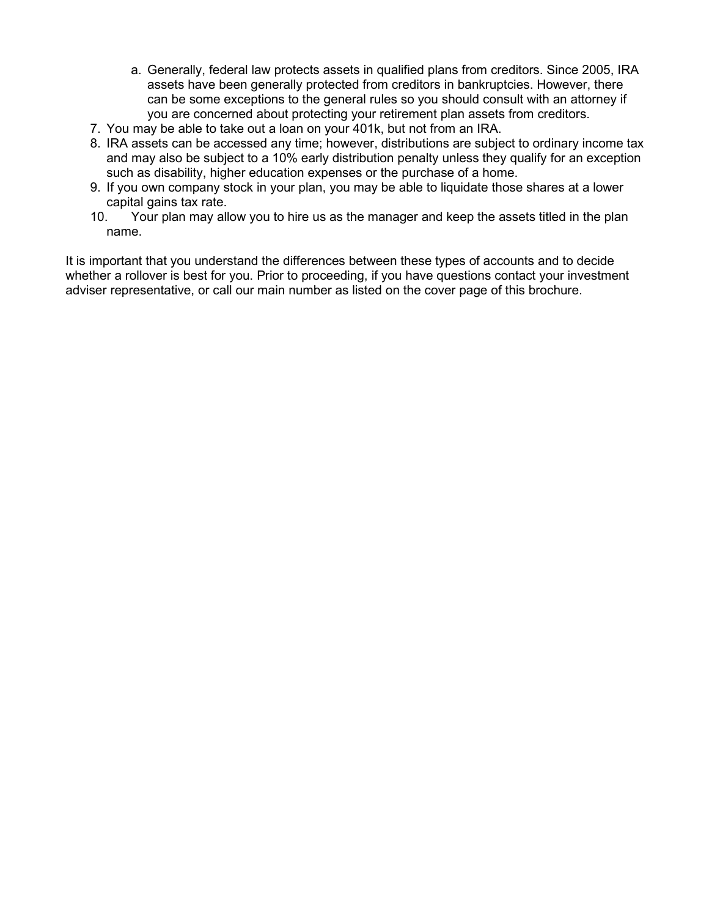a. Generally, federal law protects assets in qualified plans from creditors. Since 2005, IRA assets have been generally protected from creditors in bankruptcies. However, there can be some exceptions to the general rules so you should consult with an attorney if you are concerned about protecting your retirement plan assets from creditors.

7. You may be able to take out a loan on your 401k, but not from an IRA.
8. IRA assets can be accessed any time; however, distributions are subject to ordinary income tax and may also be subject to a 10% early distribution penalty unless they qualify for an exception such as disability, higher education expenses or the purchase of a home.
9. If you own company stock in your plan, you may be able to liquidate those shares at a lower capital gains tax rate.
10. Your plan may allow you to hire us as the manager and keep the assets titled in the plan name.

It is important that you understand the differences between these types of accounts and to decide whether a rollover is best for you. Prior to proceeding, if you have questions contact your investment adviser representative, or call our main number as listed on the cover page of this brochure.